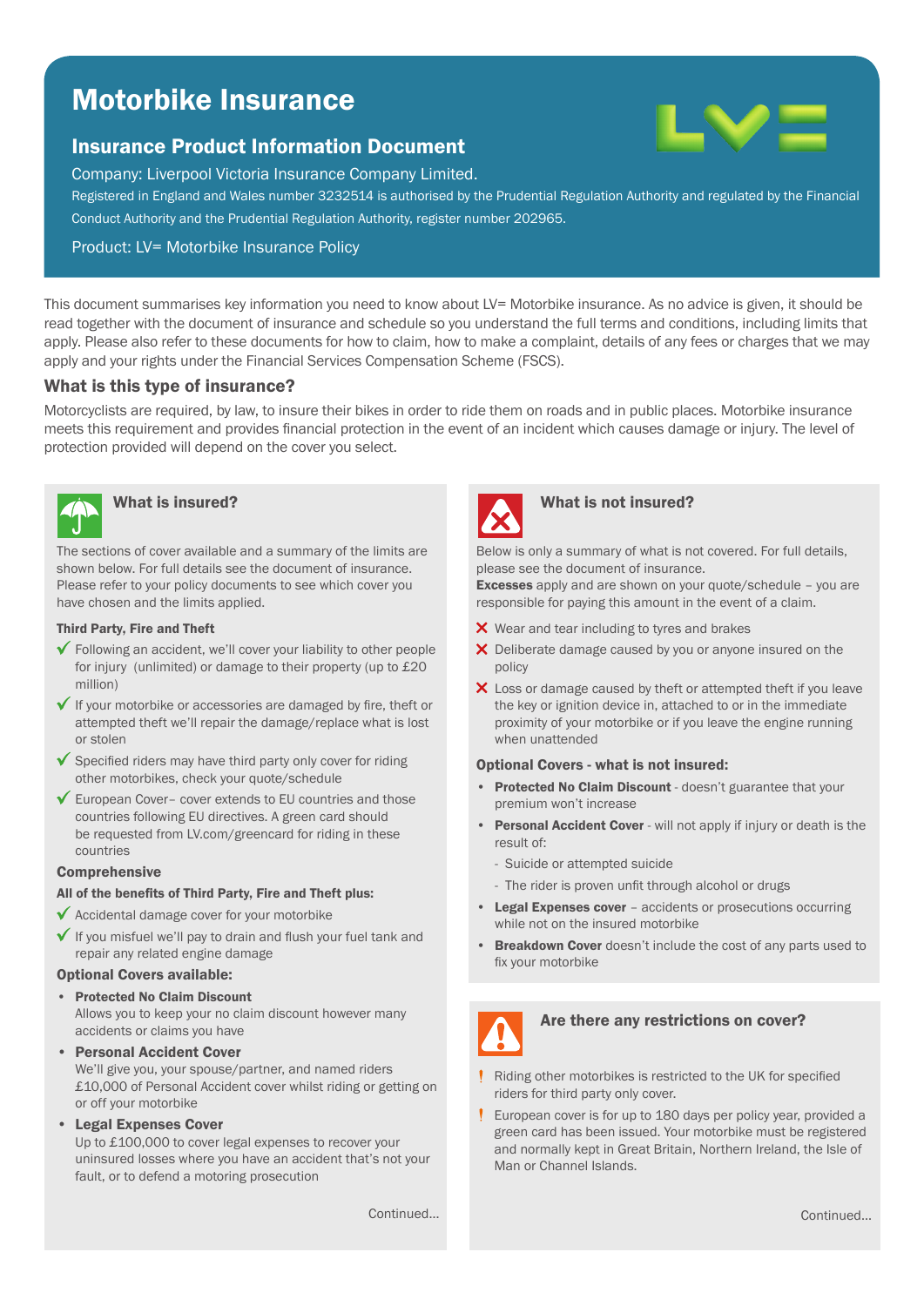# Motorbike Insurance

## Insurance Product Information Document

Company: Liverpool Victoria Insurance Company Limited.

Registered in England and Wales number 3232514 is authorised by the Prudential Regulation Authority and regulated by the Financial Conduct Authority and the Prudential Regulation Authority, register number 202965.

Product: LV= Motorbike Insurance Policy

This document summarises key information you need to know about LV= Motorbike insurance. As no advice is given, it should be read together with the document of insurance and schedule so you understand the full terms and conditions, including limits that apply. Please also refer to these documents for how to claim, how to make a complaint, details of any fees or charges that we may apply and your rights under the Financial Services Compensation Scheme (FSCS).

### What is this type of insurance?

Motorcyclists are required, by law, to insure their bikes in order to ride them on roads and in public places. Motorbike insurance meets this requirement and provides financial protection in the event of an incident which causes damage or injury. The level of protection provided will depend on the cover you select.

### What is insured?

The sections of cover available and a summary of the limits are shown below. For full details see the document of insurance. Please refer to your policy documents to see which cover you have chosen and the limits applied.

**Third Party, Fire and Theft**

- ✓ Following an accident, we'll cover your liability to other people for injury (unlimited) or damage to their property (up to £20 million)
- ✓ If your motorbike or accessories are damaged by fire, theft or attempted theft we'll repair the damage/replace what is lost or stolen
- ✓ Specified riders may have third party only cover for riding other motorbikes, check your quote/schedule
- ✓ European Cover– cover extends to EU countries and those countries following EU directives. A green card should be requested from LV.com/greencard for riding in these countries

**Comprehensive**

**All of the benefits of Third Party, Fire and Theft plus:**

- ✓ Accidental damage cover for your motorbike
- ✓ If you misfuel we'll pay to drain and flush your fuel tank and repair any related engine damage

**Optional Covers available:**

- **Protected No Claim Discount**
  Allows you to keep your no claim discount however many accidents or claims you have
- **Personal Accident Cover**
  We'll give you, your spouse/partner, and named riders £10,000 of Personal Accident cover whilst riding or getting on or off your motorbike
- **Legal Expenses Cover**
  Up to £100,000 to cover legal expenses to recover your uninsured losses where you have an accident that's not your fault, or to defend a motoring prosecution

Continued...

### What is not insured?

Below is only a summary of what is not covered. For full details, please see the document of insurance.

**Excesses** apply and are shown on your quote/schedule – you are responsible for paying this amount in the event of a claim.

- ✗ Wear and tear including to tyres and brakes
- ✗ Deliberate damage caused by you or anyone insured on the policy
- ✗ Loss or damage caused by theft or attempted theft if you leave the key or ignition device in, attached to or in the immediate proximity of your motorbike or if you leave the engine running when unattended

**Optional Covers - what is not insured:**

- **Protected No Claim Discount** - doesn't guarantee that your premium won't increase
- **Personal Accident Cover** - will not apply if injury or death is the result of:
  - Suicide or attempted suicide
  - The rider is proven unfit through alcohol or drugs
- **Legal Expenses cover** – accidents or prosecutions occurring while not on the insured motorbike
- **Breakdown Cover** doesn't include the cost of any parts used to fix your motorbike

### Are there any restrictions on cover?

- ! Riding other motorbikes is restricted to the UK for specified riders for third party only cover.
- ! European cover is for up to 180 days per policy year, provided a green card has been issued. Your motorbike must be registered and normally kept in Great Britain, Northern Ireland, the Isle of Man or Channel Islands.

Continued...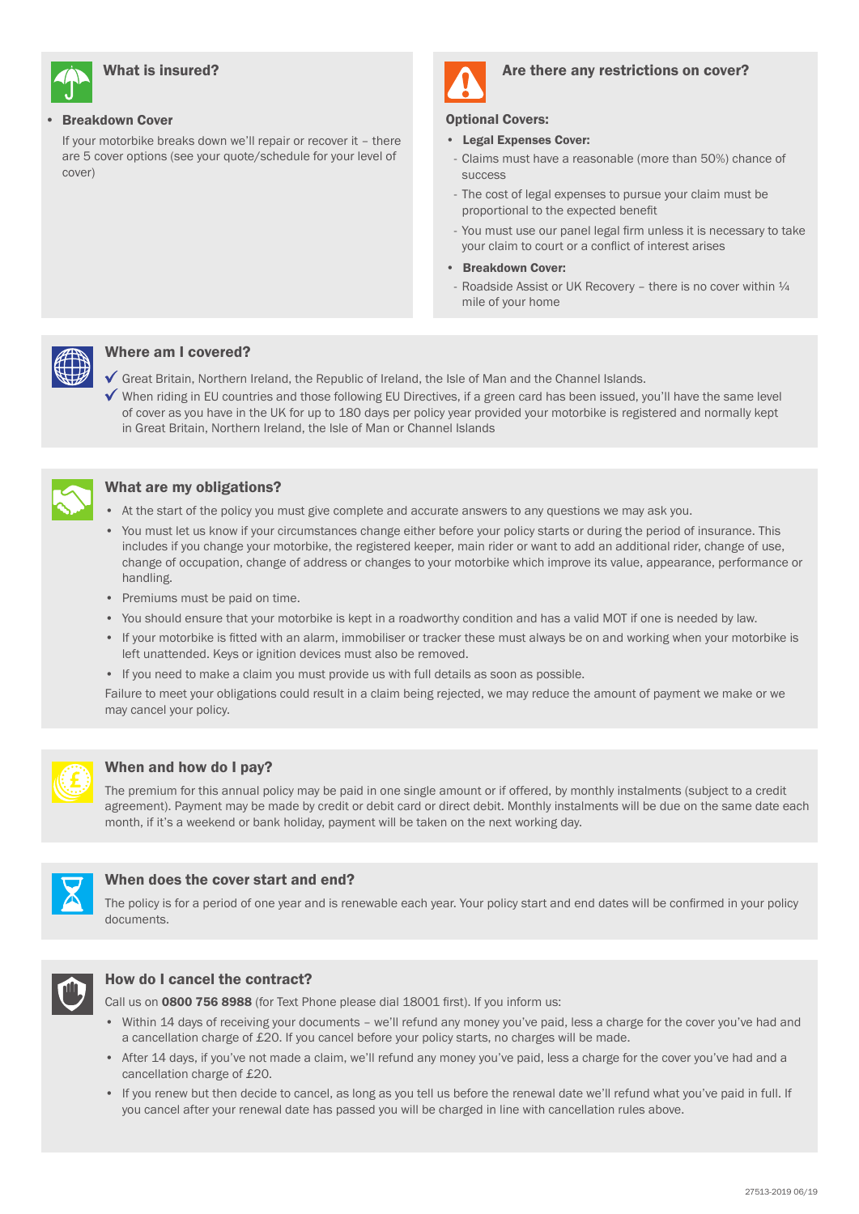## What is insured?

- **Breakdown Cover**

  If your motorbike breaks down we'll repair or recover it – there are 5 cover options (see your quote/schedule for your level of cover)

## Are there any restrictions on cover?

**Optional Covers:**

- **Legal Expenses Cover:**
  - Claims must have a reasonable (more than 50%) chance of success
  - The cost of legal expenses to pursue your claim must be proportional to the expected benefit
  - You must use our panel legal firm unless it is necessary to take your claim to court or a conflict of interest arises
- **Breakdown Cover:**
  - Roadside Assist or UK Recovery – there is no cover within ¼ mile of your home

## Where am I covered?

- ✓ Great Britain, Northern Ireland, the Republic of Ireland, the Isle of Man and the Channel Islands.
- ✓ When riding in EU countries and those following EU Directives, if a green card has been issued, you'll have the same level of cover as you have in the UK for up to 180 days per policy year provided your motorbike is registered and normally kept in Great Britain, Northern Ireland, the Isle of Man or Channel Islands

## What are my obligations?

- At the start of the policy you must give complete and accurate answers to any questions we may ask you.
- You must let us know if your circumstances change either before your policy starts or during the period of insurance. This includes if you change your motorbike, the registered keeper, main rider or want to add an additional rider, change of use, change of occupation, change of address or changes to your motorbike which improve its value, appearance, performance or handling.
- Premiums must be paid on time.
- You should ensure that your motorbike is kept in a roadworthy condition and has a valid MOT if one is needed by law.
- If your motorbike is fitted with an alarm, immobiliser or tracker these must always be on and working when your motorbike is left unattended. Keys or ignition devices must also be removed.
- If you need to make a claim you must provide us with full details as soon as possible.

Failure to meet your obligations could result in a claim being rejected, we may reduce the amount of payment we make or we may cancel your policy.

## When and how do I pay?

The premium for this annual policy may be paid in one single amount or if offered, by monthly instalments (subject to a credit agreement). Payment may be made by credit or debit card or direct debit. Monthly instalments will be due on the same date each month, if it's a weekend or bank holiday, payment will be taken on the next working day.

## When does the cover start and end?

The policy is for a period of one year and is renewable each year. Your policy start and end dates will be confirmed in your policy documents.

## How do I cancel the contract?

Call us on **0800 756 8988** (for Text Phone please dial 18001 first). If you inform us:

- Within 14 days of receiving your documents – we'll refund any money you've paid, less a charge for the cover you've had and a cancellation charge of £20. If you cancel before your policy starts, no charges will be made.
- After 14 days, if you've not made a claim, we'll refund any money you've paid, less a charge for the cover you've had and a cancellation charge of £20.
- If you renew but then decide to cancel, as long as you tell us before the renewal date we'll refund what you've paid in full. If you cancel after your renewal date has passed you will be charged in line with cancellation rules above.

27513-2019 06/19